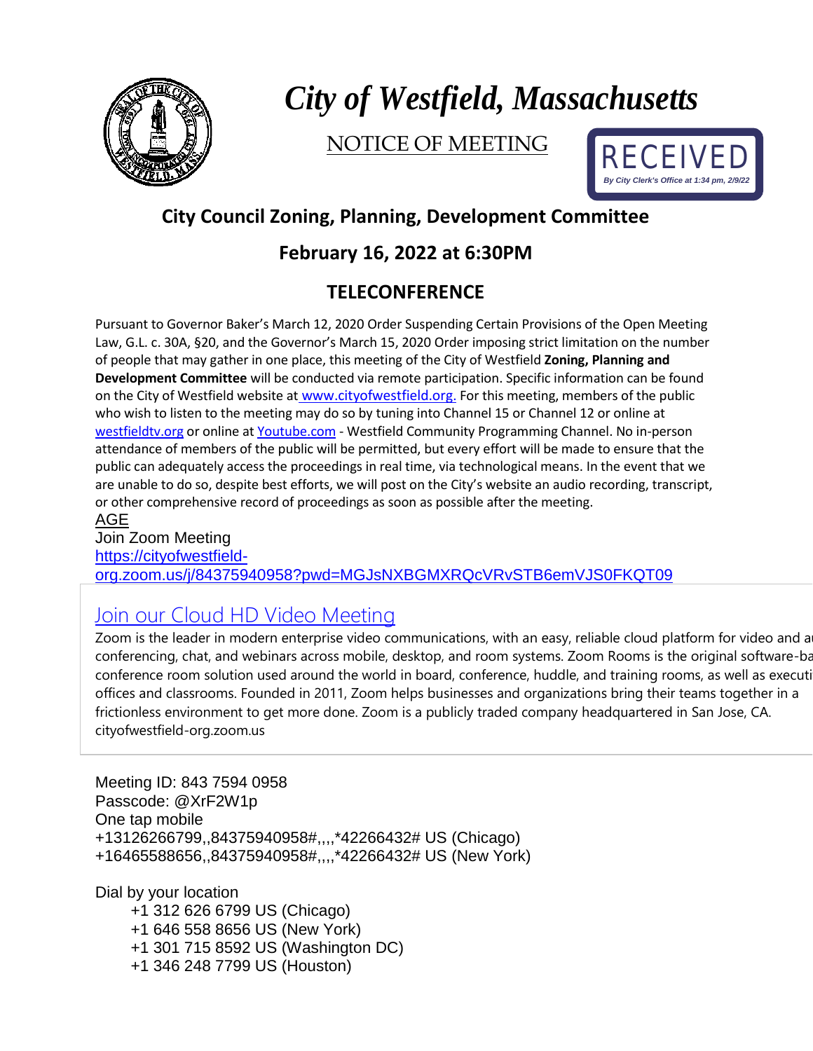# City of Westfield, Massachusetts

NOTICE OF MEETING

RECEIVED
By City Clerk's Office at 1:34 pm, 2/9/22

## City Council Zoning, Planning, Development Committee

## February 16, 2022 at 6:30PM

## TELECONFERENCE

Pursuant to Governor Baker's March 12, 2020 Order Suspending Certain Provisions of the Open Meeting Law, G.L. c. 30A, §20, and the Governor's March 15, 2020 Order imposing strict limitation on the number of people that may gather in one place, this meeting of the City of Westfield **Zoning, Planning and Development Committee** will be conducted via remote participation. Specific information can be found on the City of Westfield website at www.cityofwestfield.org. For this meeting, members of the public who wish to listen to the meeting may do so by tuning into Channel 15 or Channel 12 or online at westfieldtv.org or online at Youtube.com - Westfield Community Programming Channel. No in-person attendance of members of the public will be permitted, but every effort will be made to ensure that the public can adequately access the proceedings in real time, via technological means. In the event that we are unable to do so, despite best efforts, we will post on the City's website an audio recording, transcript, or other comprehensive record of proceedings as soon as possible after the meeting.

AGE

Join Zoom Meeting
https://cityofwestfield-org.zoom.us/j/84375940958?pwd=MGJsNXBGMXRQcVRvSTB6emVJS0FKQT09

Join our Cloud HD Video Meeting

Zoom is the leader in modern enterprise video communications, with an easy, reliable cloud platform for video and au conferencing, chat, and webinars across mobile, desktop, and room systems. Zoom Rooms is the original software-ba conference room solution used around the world in board, conference, huddle, and training rooms, as well as executi offices and classrooms. Founded in 2011, Zoom helps businesses and organizations bring their teams together in a frictionless environment to get more done. Zoom is a publicly traded company headquartered in San Jose, CA.
cityofwestfield-org.zoom.us

Meeting ID: 843 7594 0958
Passcode: @XrF2W1p
One tap mobile
+13126266799,,84375940958#,,,,*42266432# US (Chicago)
+16465588656,,84375940958#,,,,*42266432# US (New York)

Dial by your location
+1 312 626 6799 US (Chicago)
+1 646 558 8656 US (New York)
+1 301 715 8592 US (Washington DC)
+1 346 248 7799 US (Houston)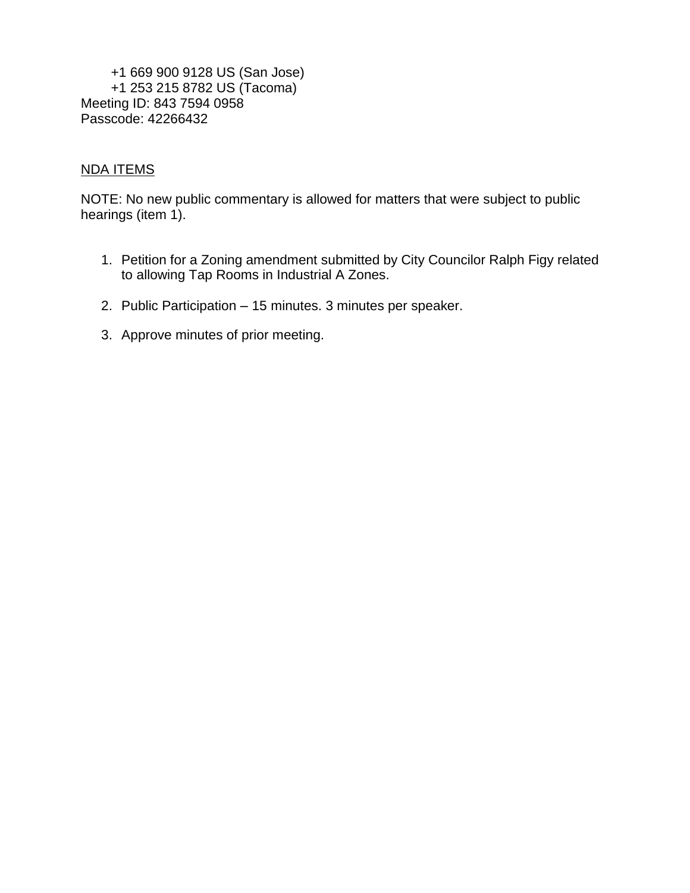+1 669 900 9128 US (San Jose)
+1 253 215 8782 US (Tacoma)
Meeting ID: 843 7594 0958
Passcode: 42266432

<u>NDA ITEMS</u>

NOTE: No new public commentary is allowed for matters that were subject to public hearings (item 1).

1. Petition for a Zoning amendment submitted by City Councilor Ralph Figy related to allowing Tap Rooms in Industrial A Zones.

2. Public Participation – 15 minutes. 3 minutes per speaker.

3. Approve minutes of prior meeting.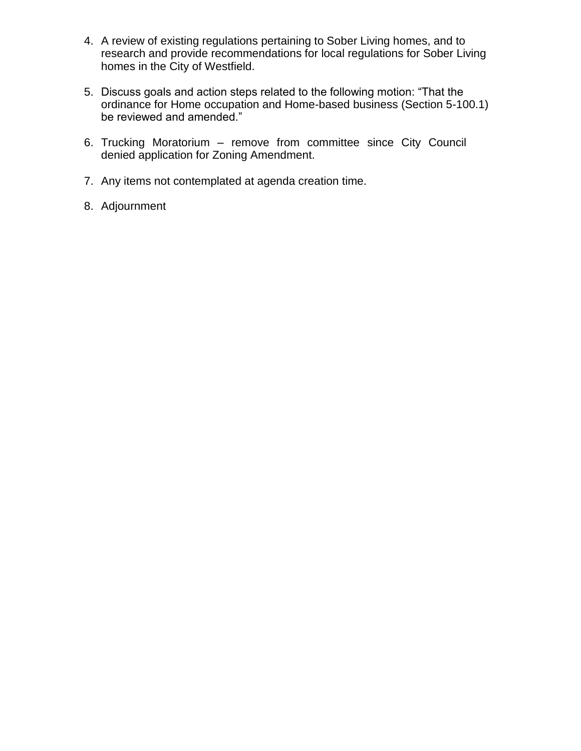4. A review of existing regulations pertaining to Sober Living homes, and to research and provide recommendations for local regulations for Sober Living homes in the City of Westfield.

5. Discuss goals and action steps related to the following motion: “That the ordinance for Home occupation and Home-based business (Section 5-100.1) be reviewed and amended.”

6. Trucking Moratorium – remove from committee since City Council denied application for Zoning Amendment.

7. Any items not contemplated at agenda creation time.

8. Adjournment